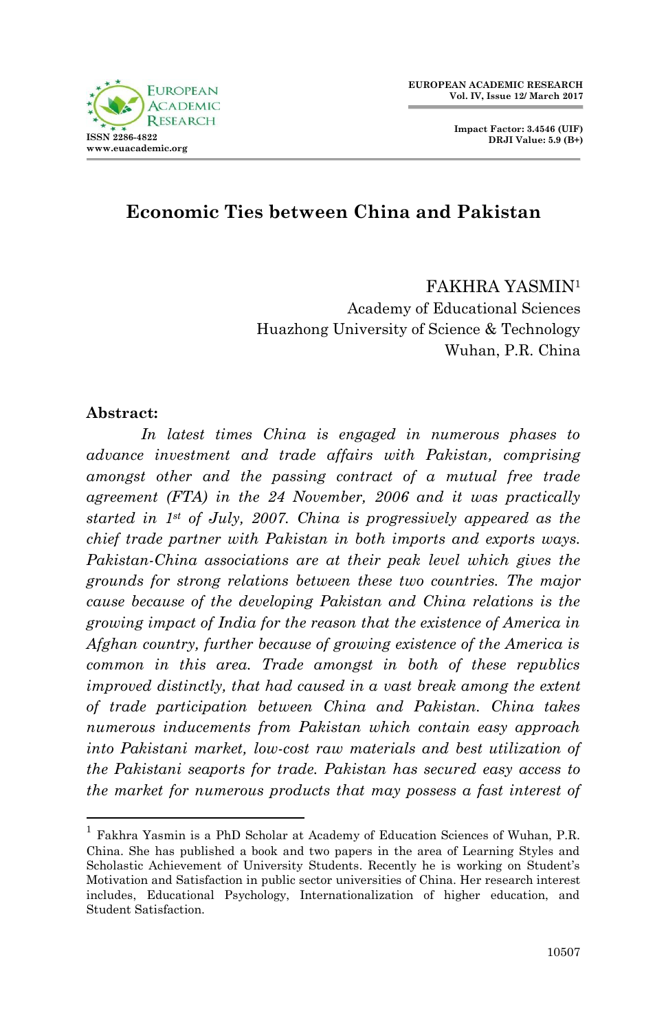# Economic Ties between China and Pakistan

FAKHRA YASMIN[1]
Academy of Educational Sciences
Huazhong University of Science & Technology
Wuhan, P.R. China

**Abstract:**

*In latest times China is engaged in numerous phases to advance investment and trade affairs with Pakistan, comprising amongst other and the passing contract of a mutual free trade agreement (FTA) in the 24 November, 2006 and it was practically started in 1st of July, 2007. China is progressively appeared as the chief trade partner with Pakistan in both imports and exports ways. Pakistan-China associations are at their peak level which gives the grounds for strong relations between these two countries. The major cause because of the developing Pakistan and China relations is the growing impact of India for the reason that the existence of America in Afghan country, further because of growing existence of the America is common in this area. Trade amongst in both of these republics improved distinctly, that had caused in a vast break among the extent of trade participation between China and Pakistan. China takes numerous inducements from Pakistan which contain easy approach into Pakistani market, low-cost raw materials and best utilization of the Pakistani seaports for trade. Pakistan has secured easy access to the market for numerous products that may possess a fast interest of*

---

[1] Fakhra Yasmin is a PhD Scholar at Academy of Education Sciences of Wuhan, P.R. China. She has published a book and two papers in the area of Learning Styles and Scholastic Achievement of University Students. Recently he is working on Student's Motivation and Satisfaction in public sector universities of China. Her research interest includes, Educational Psychology, Internationalization of higher education, and Student Satisfaction.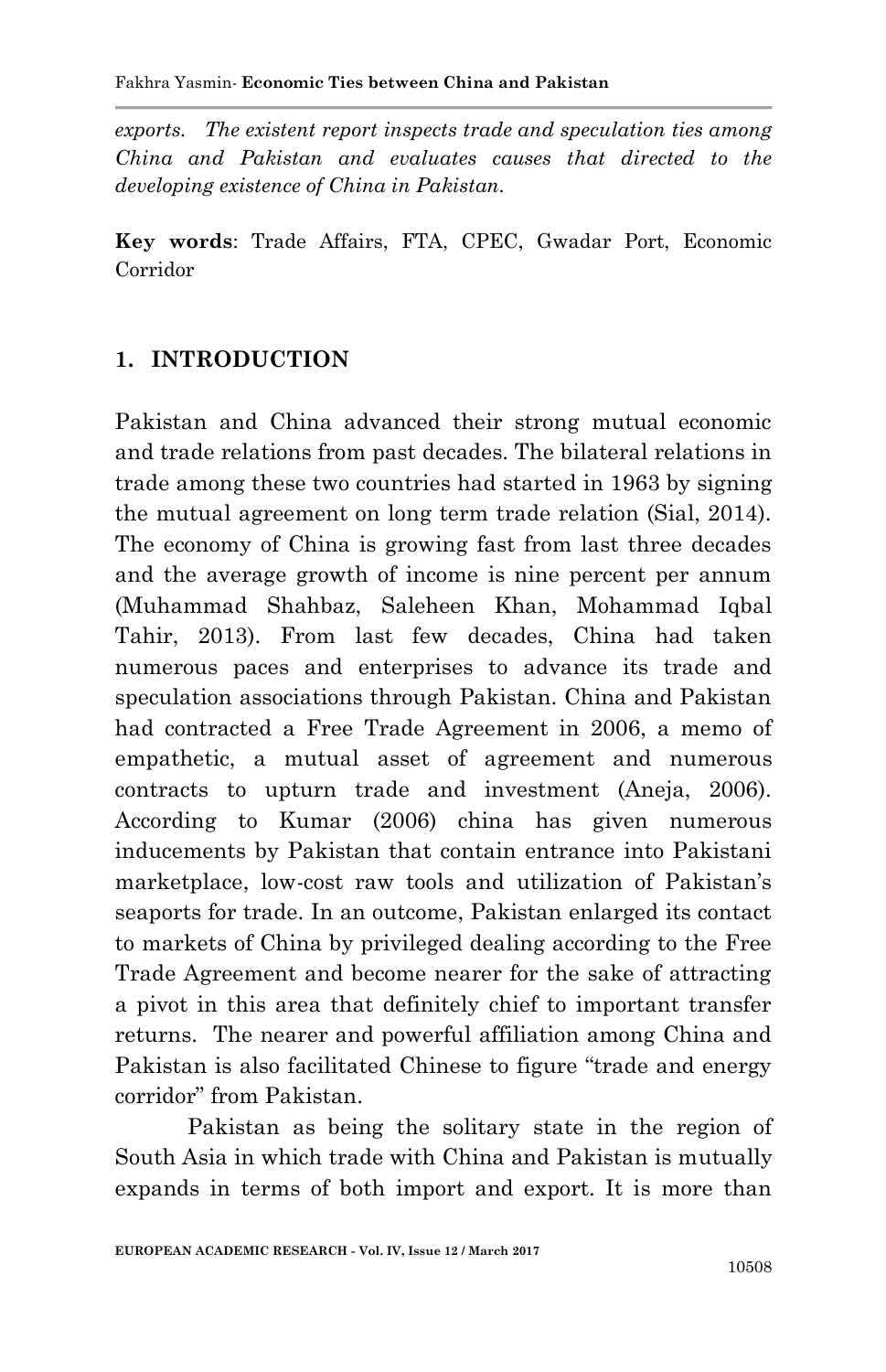*exports. The existent report inspects trade and speculation ties among China and Pakistan and evaluates causes that directed to the developing existence of China in Pakistan.*

**Key words**: Trade Affairs, FTA, CPEC, Gwadar Port, Economic Corridor

## 1. INTRODUCTION

Pakistan and China advanced their strong mutual economic and trade relations from past decades. The bilateral relations in trade among these two countries had started in 1963 by signing the mutual agreement on long term trade relation (Sial, 2014). The economy of China is growing fast from last three decades and the average growth of income is nine percent per annum (Muhammad Shahbaz, Saleheen Khan, Mohammad Iqbal Tahir, 2013). From last few decades, China had taken numerous paces and enterprises to advance its trade and speculation associations through Pakistan. China and Pakistan had contracted a Free Trade Agreement in 2006, a memo of empathetic, a mutual asset of agreement and numerous contracts to upturn trade and investment (Aneja, 2006). According to Kumar (2006) china has given numerous inducements by Pakistan that contain entrance into Pakistani marketplace, low-cost raw tools and utilization of Pakistan's seaports for trade. In an outcome, Pakistan enlarged its contact to markets of China by privileged dealing according to the Free Trade Agreement and become nearer for the sake of attracting a pivot in this area that definitely chief to important transfer returns. The nearer and powerful affiliation among China and Pakistan is also facilitated Chinese to figure "trade and energy corridor" from Pakistan.

Pakistan as being the solitary state in the region of South Asia in which trade with China and Pakistan is mutually expands in terms of both import and export. It is more than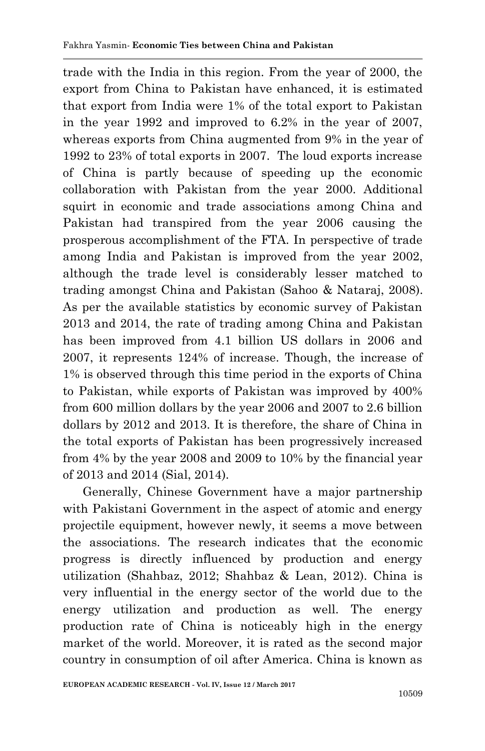trade with the India in this region. From the year of 2000, the export from China to Pakistan have enhanced, it is estimated that export from India were 1% of the total export to Pakistan in the year 1992 and improved to 6.2% in the year of 2007, whereas exports from China augmented from 9% in the year of 1992 to 23% of total exports in 2007. The loud exports increase of China is partly because of speeding up the economic collaboration with Pakistan from the year 2000. Additional squirt in economic and trade associations among China and Pakistan had transpired from the year 2006 causing the prosperous accomplishment of the FTA. In perspective of trade among India and Pakistan is improved from the year 2002, although the trade level is considerably lesser matched to trading amongst China and Pakistan (Sahoo & Nataraj, 2008). As per the available statistics by economic survey of Pakistan 2013 and 2014, the rate of trading among China and Pakistan has been improved from 4.1 billion US dollars in 2006 and 2007, it represents 124% of increase. Though, the increase of 1% is observed through this time period in the exports of China to Pakistan, while exports of Pakistan was improved by 400% from 600 million dollars by the year 2006 and 2007 to 2.6 billion dollars by 2012 and 2013. It is therefore, the share of China in the total exports of Pakistan has been progressively increased from 4% by the year 2008 and 2009 to 10% by the financial year of 2013 and 2014 (Sial, 2014).

Generally, Chinese Government have a major partnership with Pakistani Government in the aspect of atomic and energy projectile equipment, however newly, it seems a move between the associations. The research indicates that the economic progress is directly influenced by production and energy utilization (Shahbaz, 2012; Shahbaz & Lean, 2012). China is very influential in the energy sector of the world due to the energy utilization and production as well. The energy production rate of China is noticeably high in the energy market of the world. Moreover, it is rated as the second major country in consumption of oil after America. China is known as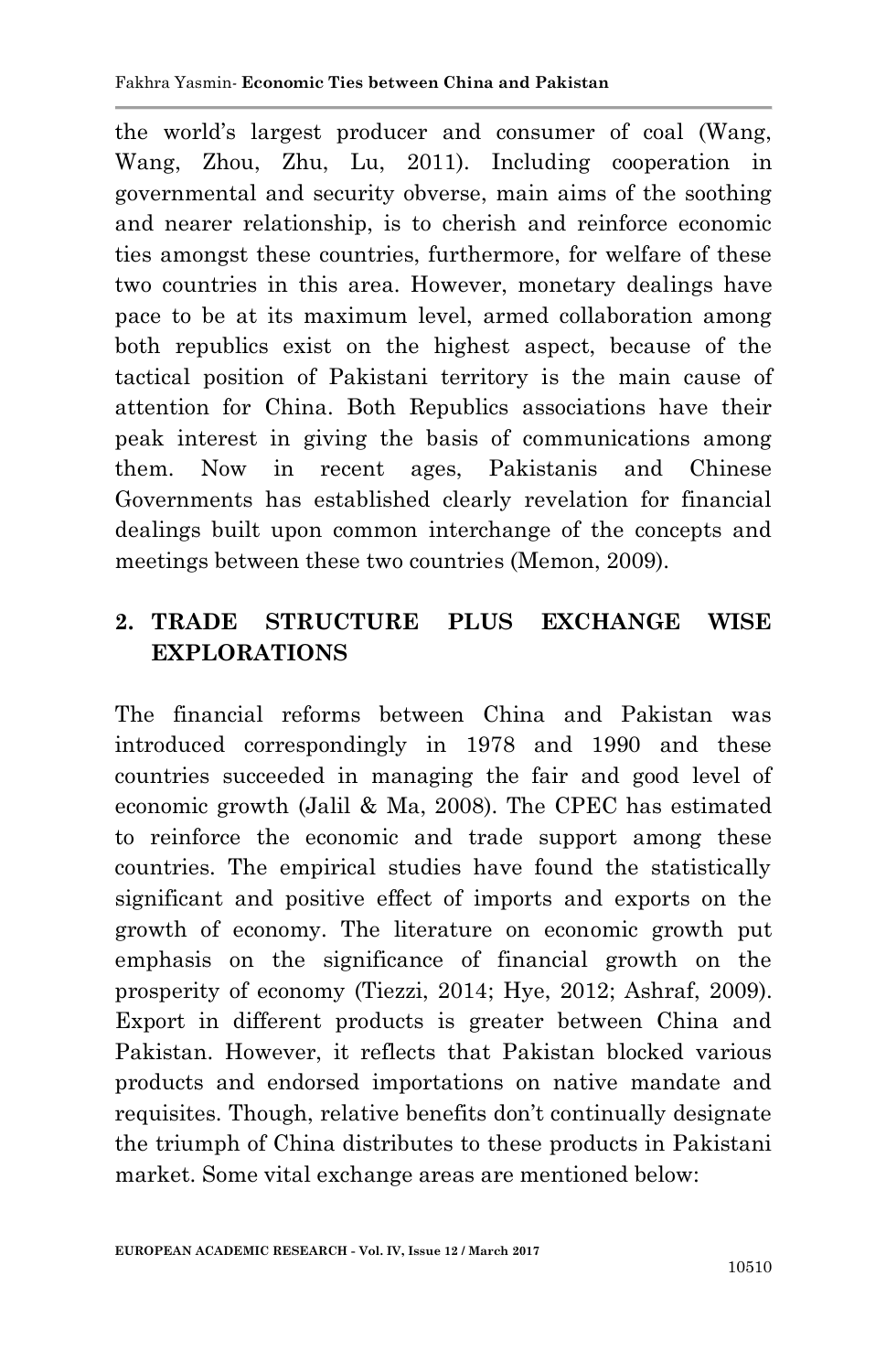the world's largest producer and consumer of coal (Wang, Wang, Zhou, Zhu, Lu, 2011). Including cooperation in governmental and security obverse, main aims of the soothing and nearer relationship, is to cherish and reinforce economic ties amongst these countries, furthermore, for welfare of these two countries in this area. However, monetary dealings have pace to be at its maximum level, armed collaboration among both republics exist on the highest aspect, because of the tactical position of Pakistani territory is the main cause of attention for China. Both Republics associations have their peak interest in giving the basis of communications among them. Now in recent ages, Pakistanis and Chinese Governments has established clearly revelation for financial dealings built upon common interchange of the concepts and meetings between these two countries (Memon, 2009).

## 2. TRADE STRUCTURE PLUS EXCHANGE WISE EXPLORATIONS

The financial reforms between China and Pakistan was introduced correspondingly in 1978 and 1990 and these countries succeeded in managing the fair and good level of economic growth (Jalil & Ma, 2008). The CPEC has estimated to reinforce the economic and trade support among these countries. The empirical studies have found the statistically significant and positive effect of imports and exports on the growth of economy. The literature on economic growth put emphasis on the significance of financial growth on the prosperity of economy (Tiezzi, 2014; Hye, 2012; Ashraf, 2009). Export in different products is greater between China and Pakistan. However, it reflects that Pakistan blocked various products and endorsed importations on native mandate and requisites. Though, relative benefits don't continually designate the triumph of China distributes to these products in Pakistani market. Some vital exchange areas are mentioned below: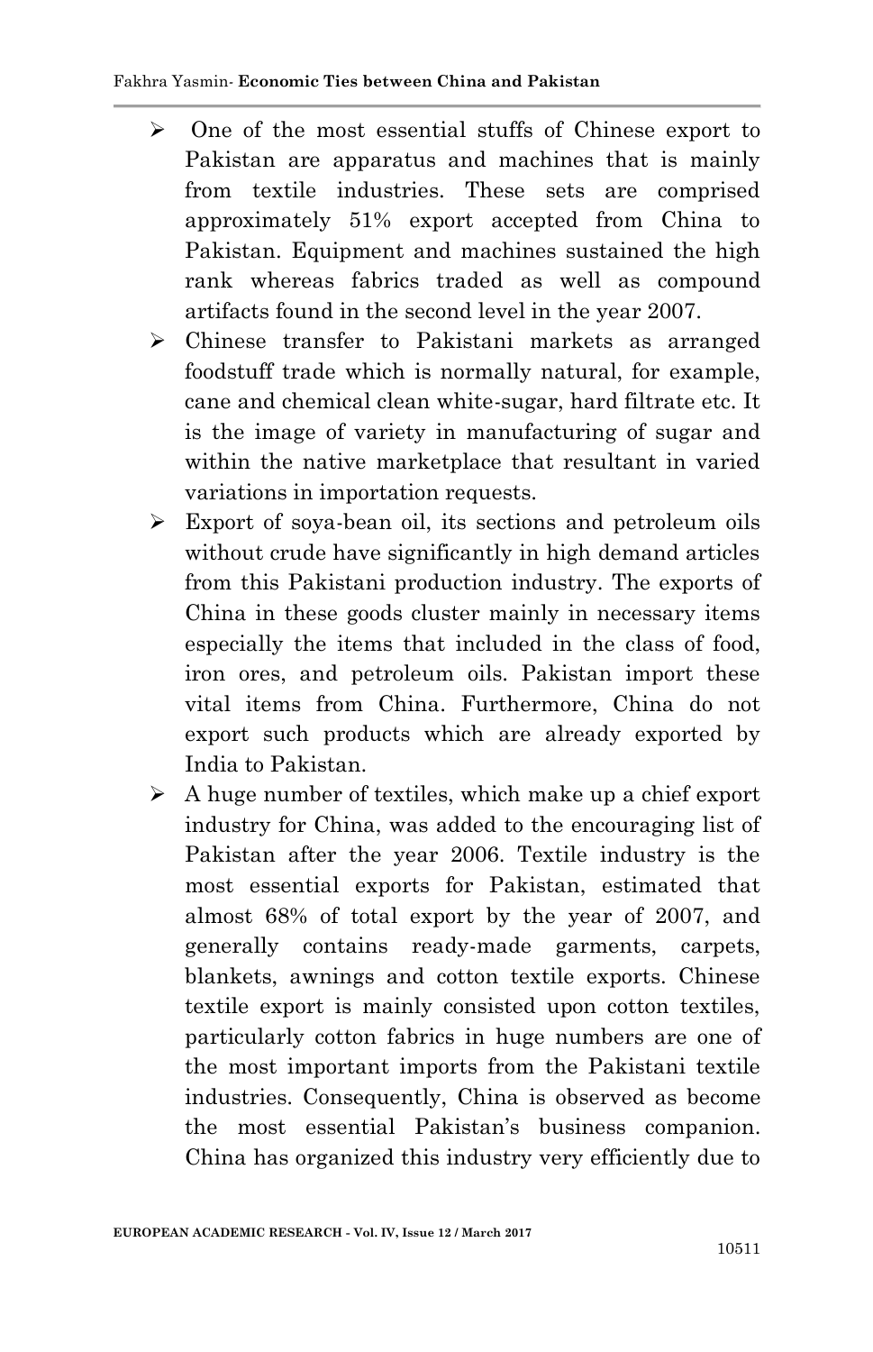- One of the most essential stuffs of Chinese export to Pakistan are apparatus and machines that is mainly from textile industries. These sets are comprised approximately 51% export accepted from China to Pakistan. Equipment and machines sustained the high rank whereas fabrics traded as well as compound artifacts found in the second level in the year 2007.
- Chinese transfer to Pakistani markets as arranged foodstuff trade which is normally natural, for example, cane and chemical clean white-sugar, hard filtrate etc. It is the image of variety in manufacturing of sugar and within the native marketplace that resultant in varied variations in importation requests.
- Export of soya-bean oil, its sections and petroleum oils without crude have significantly in high demand articles from this Pakistani production industry. The exports of China in these goods cluster mainly in necessary items especially the items that included in the class of food, iron ores, and petroleum oils. Pakistan import these vital items from China. Furthermore, China do not export such products which are already exported by India to Pakistan.
- A huge number of textiles, which make up a chief export industry for China, was added to the encouraging list of Pakistan after the year 2006. Textile industry is the most essential exports for Pakistan, estimated that almost 68% of total export by the year of 2007, and generally contains ready-made garments, carpets, blankets, awnings and cotton textile exports. Chinese textile export is mainly consisted upon cotton textiles, particularly cotton fabrics in huge numbers are one of the most important imports from the Pakistani textile industries. Consequently, China is observed as become the most essential Pakistan's business companion. China has organized this industry very efficiently due to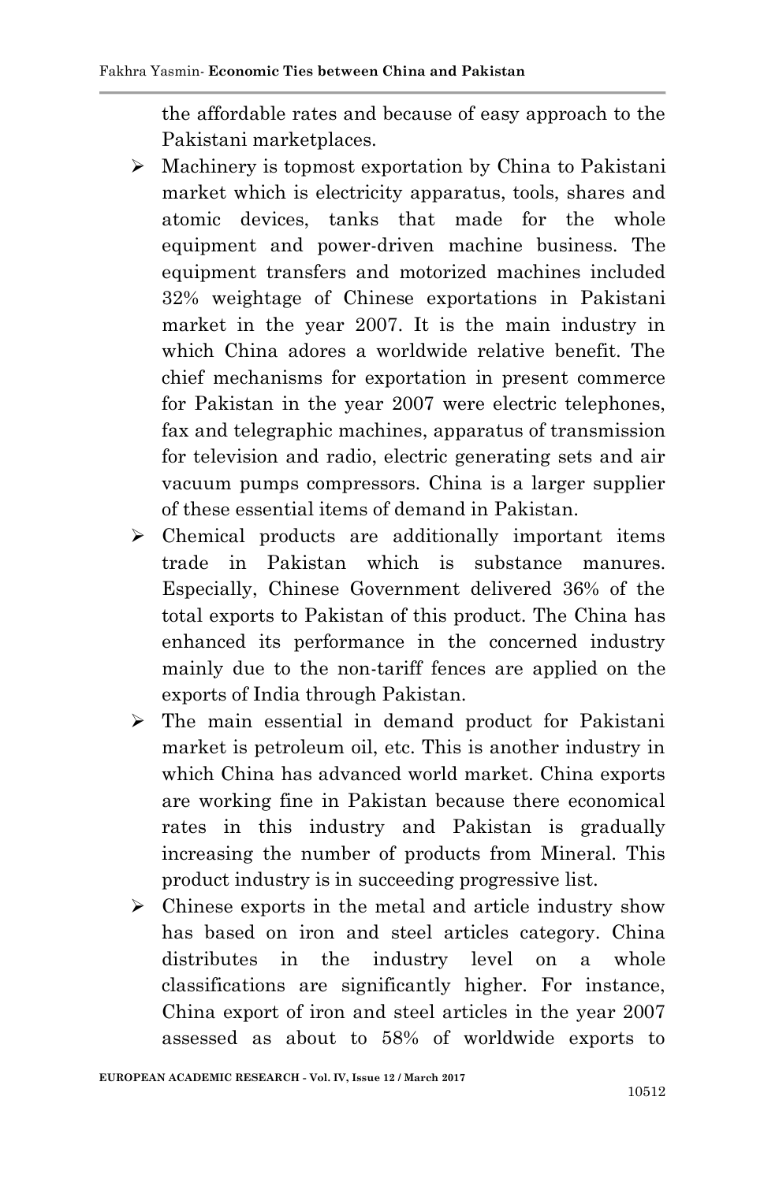the affordable rates and because of easy approach to the Pakistani marketplaces.

- Machinery is topmost exportation by China to Pakistani market which is electricity apparatus, tools, shares and atomic devices, tanks that made for the whole equipment and power-driven machine business. The equipment transfers and motorized machines included 32% weightage of Chinese exportations in Pakistani market in the year 2007. It is the main industry in which China adores a worldwide relative benefit. The chief mechanisms for exportation in present commerce for Pakistan in the year 2007 were electric telephones, fax and telegraphic machines, apparatus of transmission for television and radio, electric generating sets and air vacuum pumps compressors. China is a larger supplier of these essential items of demand in Pakistan.
- Chemical products are additionally important items trade in Pakistan which is substance manures. Especially, Chinese Government delivered 36% of the total exports to Pakistan of this product. The China has enhanced its performance in the concerned industry mainly due to the non-tariff fences are applied on the exports of India through Pakistan.
- The main essential in demand product for Pakistani market is petroleum oil, etc. This is another industry in which China has advanced world market. China exports are working fine in Pakistan because there economical rates in this industry and Pakistan is gradually increasing the number of products from Mineral. This product industry is in succeeding progressive list.
- Chinese exports in the metal and article industry show has based on iron and steel articles category. China distributes in the industry level on a whole classifications are significantly higher. For instance, China export of iron and steel articles in the year 2007 assessed as about to 58% of worldwide exports to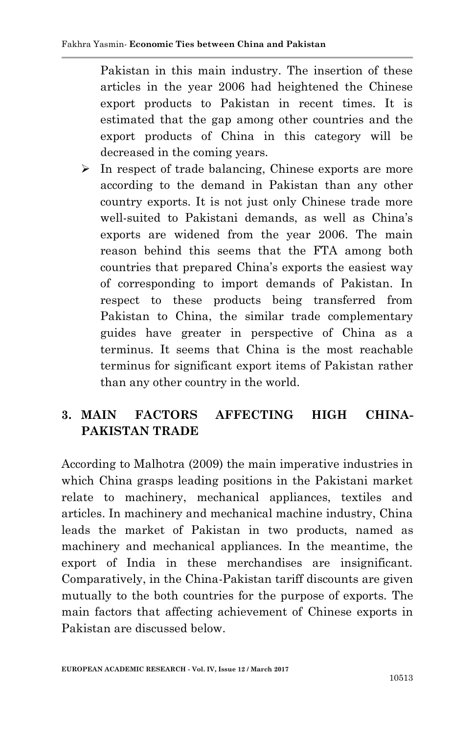Pakistan in this main industry. The insertion of these articles in the year 2006 had heightened the Chinese export products to Pakistan in recent times. It is estimated that the gap among other countries and the export products of China in this category will be decreased in the coming years.

- In respect of trade balancing, Chinese exports are more according to the demand in Pakistan than any other country exports. It is not just only Chinese trade more well-suited to Pakistani demands, as well as China's exports are widened from the year 2006. The main reason behind this seems that the FTA among both countries that prepared China's exports the easiest way of corresponding to import demands of Pakistan. In respect to these products being transferred from Pakistan to China, the similar trade complementary guides have greater in perspective of China as a terminus. It seems that China is the most reachable terminus for significant export items of Pakistan rather than any other country in the world.

## 3. MAIN FACTORS AFFECTING HIGH CHINA-PAKISTAN TRADE

According to Malhotra (2009) the main imperative industries in which China grasps leading positions in the Pakistani market relate to machinery, mechanical appliances, textiles and articles. In machinery and mechanical machine industry, China leads the market of Pakistan in two products, named as machinery and mechanical appliances. In the meantime, the export of India in these merchandises are insignificant. Comparatively, in the China-Pakistan tariff discounts are given mutually to the both countries for the purpose of exports. The main factors that affecting achievement of Chinese exports in Pakistan are discussed below.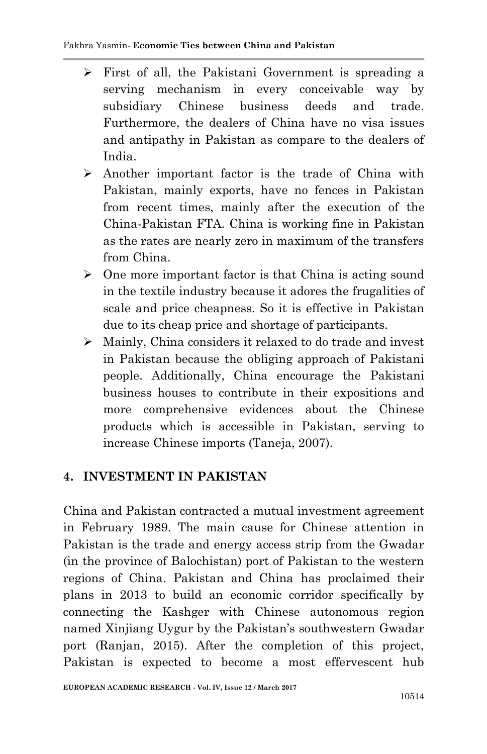- First of all, the Pakistani Government is spreading a serving mechanism in every conceivable way by subsidiary Chinese business deeds and trade. Furthermore, the dealers of China have no visa issues and antipathy in Pakistan as compare to the dealers of India.
- Another important factor is the trade of China with Pakistan, mainly exports, have no fences in Pakistan from recent times, mainly after the execution of the China-Pakistan FTA. China is working fine in Pakistan as the rates are nearly zero in maximum of the transfers from China.
- One more important factor is that China is acting sound in the textile industry because it adores the frugalities of scale and price cheapness. So it is effective in Pakistan due to its cheap price and shortage of participants.
- Mainly, China considers it relaxed to do trade and invest in Pakistan because the obliging approach of Pakistani people. Additionally, China encourage the Pakistani business houses to contribute in their expositions and more comprehensive evidences about the Chinese products which is accessible in Pakistan, serving to increase Chinese imports (Taneja, 2007).

## 4. INVESTMENT IN PAKISTAN

China and Pakistan contracted a mutual investment agreement in February 1989. The main cause for Chinese attention in Pakistan is the trade and energy access strip from the Gwadar (in the province of Balochistan) port of Pakistan to the western regions of China. Pakistan and China has proclaimed their plans in 2013 to build an economic corridor specifically by connecting the Kashger with Chinese autonomous region named Xinjiang Uygur by the Pakistan's southwestern Gwadar port (Ranjan, 2015). After the completion of this project, Pakistan is expected to become a most effervescent hub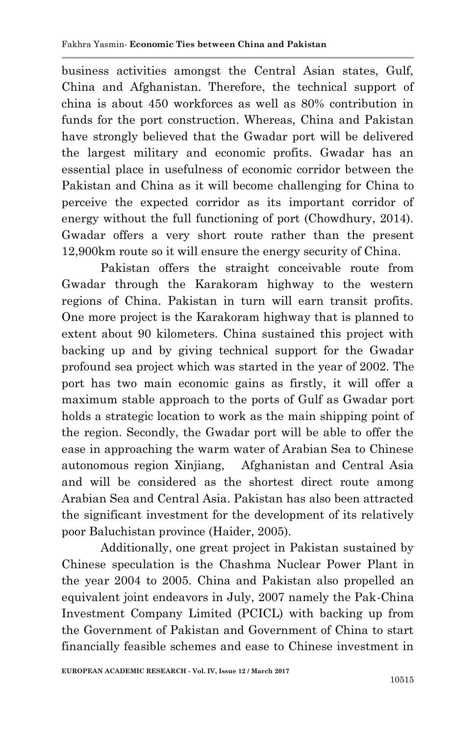business activities amongst the Central Asian states, Gulf, China and Afghanistan. Therefore, the technical support of china is about 450 workforces as well as 80% contribution in funds for the port construction. Whereas, China and Pakistan have strongly believed that the Gwadar port will be delivered the largest military and economic profits. Gwadar has an essential place in usefulness of economic corridor between the Pakistan and China as it will become challenging for China to perceive the expected corridor as its important corridor of energy without the full functioning of port (Chowdhury, 2014). Gwadar offers a very short route rather than the present 12,900km route so it will ensure the energy security of China.

Pakistan offers the straight conceivable route from Gwadar through the Karakoram highway to the western regions of China. Pakistan in turn will earn transit profits. One more project is the Karakoram highway that is planned to extent about 90 kilometers. China sustained this project with backing up and by giving technical support for the Gwadar profound sea project which was started in the year of 2002. The port has two main economic gains as firstly, it will offer a maximum stable approach to the ports of Gulf as Gwadar port holds a strategic location to work as the main shipping point of the region. Secondly, the Gwadar port will be able to offer the ease in approaching the warm water of Arabian Sea to Chinese autonomous region Xinjiang, Afghanistan and Central Asia and will be considered as the shortest direct route among Arabian Sea and Central Asia. Pakistan has also been attracted the significant investment for the development of its relatively poor Baluchistan province (Haider, 2005).

Additionally, one great project in Pakistan sustained by Chinese speculation is the Chashma Nuclear Power Plant in the year 2004 to 2005. China and Pakistan also propelled an equivalent joint endeavors in July, 2007 namely the Pak-China Investment Company Limited (PCICL) with backing up from the Government of Pakistan and Government of China to start financially feasible schemes and ease to Chinese investment in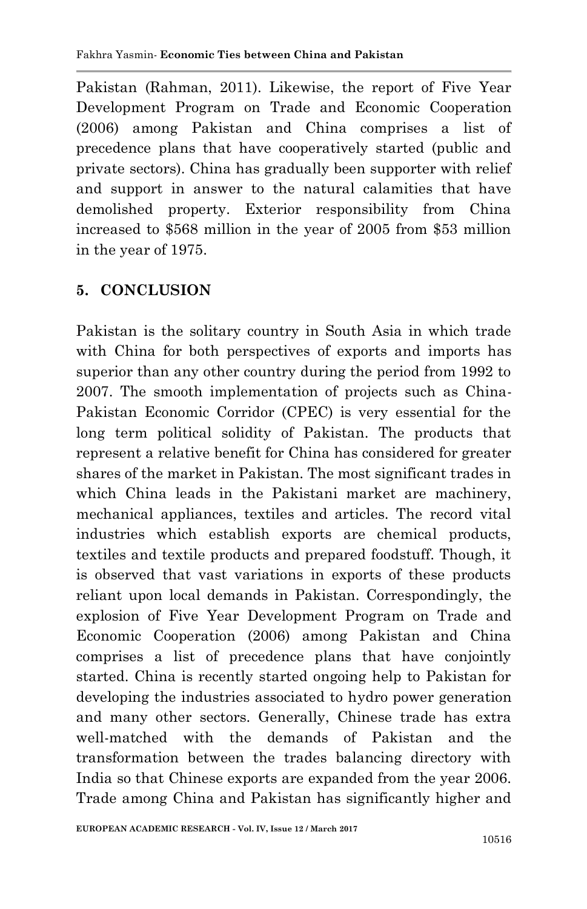Pakistan (Rahman, 2011). Likewise, the report of Five Year Development Program on Trade and Economic Cooperation (2006) among Pakistan and China comprises a list of precedence plans that have cooperatively started (public and private sectors). China has gradually been supporter with relief and support in answer to the natural calamities that have demolished property. Exterior responsibility from China increased to $568 million in the year of 2005 from $53 million in the year of 1975.

## 5. CONCLUSION

Pakistan is the solitary country in South Asia in which trade with China for both perspectives of exports and imports has superior than any other country during the period from 1992 to 2007. The smooth implementation of projects such as China-Pakistan Economic Corridor (CPEC) is very essential for the long term political solidity of Pakistan. The products that represent a relative benefit for China has considered for greater shares of the market in Pakistan. The most significant trades in which China leads in the Pakistani market are machinery, mechanical appliances, textiles and articles. The record vital industries which establish exports are chemical products, textiles and textile products and prepared foodstuff. Though, it is observed that vast variations in exports of these products reliant upon local demands in Pakistan. Correspondingly, the explosion of Five Year Development Program on Trade and Economic Cooperation (2006) among Pakistan and China comprises a list of precedence plans that have conjointly started. China is recently started ongoing help to Pakistan for developing the industries associated to hydro power generation and many other sectors. Generally, Chinese trade has extra well-matched with the demands of Pakistan and the transformation between the trades balancing directory with India so that Chinese exports are expanded from the year 2006. Trade among China and Pakistan has significantly higher and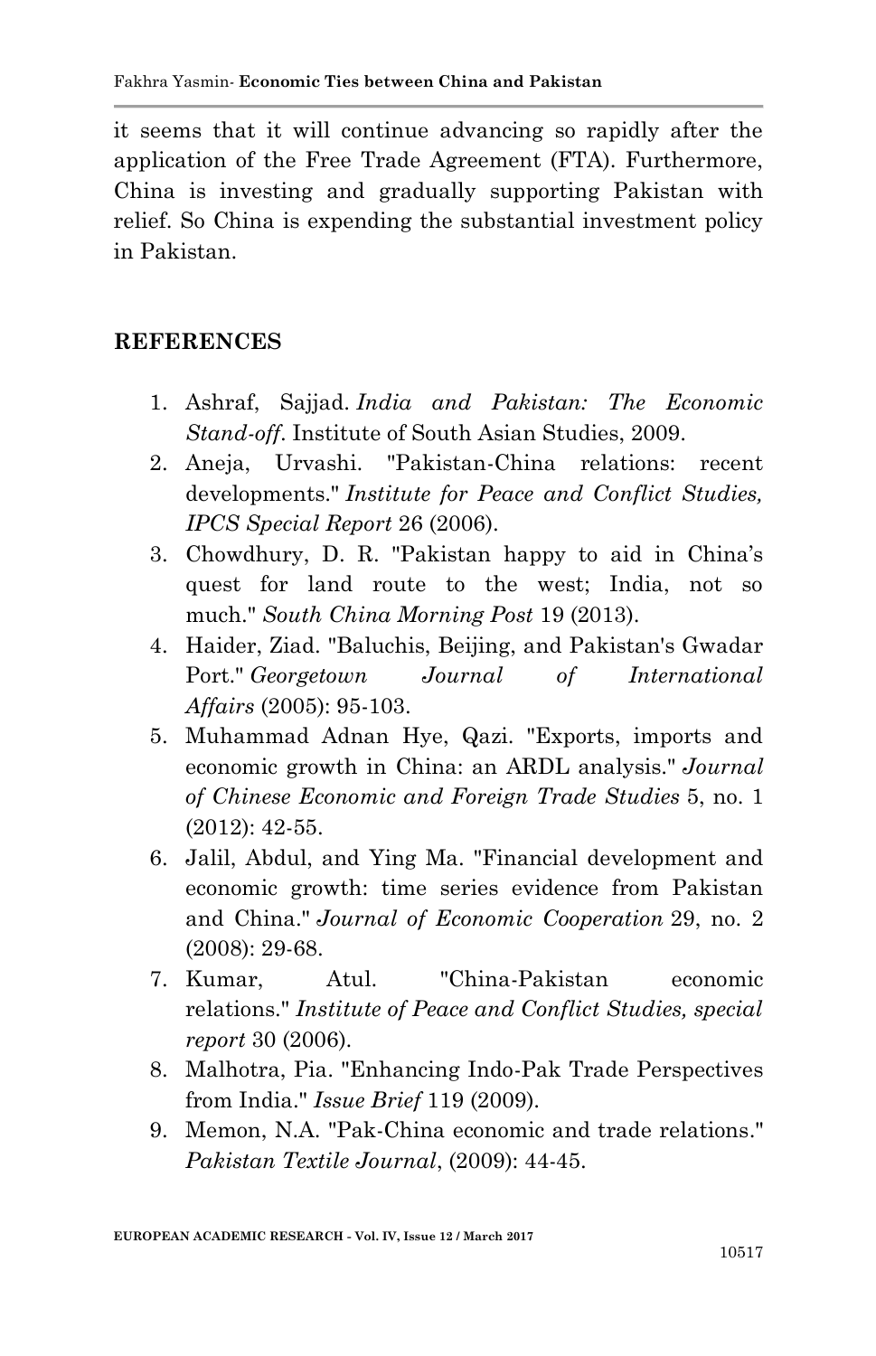it seems that it will continue advancing so rapidly after the application of the Free Trade Agreement (FTA). Furthermore, China is investing and gradually supporting Pakistan with relief. So China is expending the substantial investment policy in Pakistan.

## REFERENCES

1. Ashraf, Sajjad. *India and Pakistan: The Economic Stand-off*. Institute of South Asian Studies, 2009.
2. Aneja, Urvashi. "Pakistan-China relations: recent developments." *Institute for Peace and Conflict Studies, IPCS Special Report* 26 (2006).
3. Chowdhury, D. R. "Pakistan happy to aid in China's quest for land route to the west; India, not so much." *South China Morning Post* 19 (2013).
4. Haider, Ziad. "Baluchis, Beijing, and Pakistan's Gwadar Port." *Georgetown Journal of International Affairs* (2005): 95-103.
5. Muhammad Adnan Hye, Qazi. "Exports, imports and economic growth in China: an ARDL analysis." *Journal of Chinese Economic and Foreign Trade Studies* 5, no. 1 (2012): 42-55.
6. Jalil, Abdul, and Ying Ma. "Financial development and economic growth: time series evidence from Pakistan and China." *Journal of Economic Cooperation* 29, no. 2 (2008): 29-68.
7. Kumar, Atul. "China-Pakistan economic relations." *Institute of Peace and Conflict Studies, special report* 30 (2006).
8. Malhotra, Pia. "Enhancing Indo-Pak Trade Perspectives from India." *Issue Brief* 119 (2009).
9. Memon, N.A. "Pak-China economic and trade relations." *Pakistan Textile Journal*, (2009): 44-45.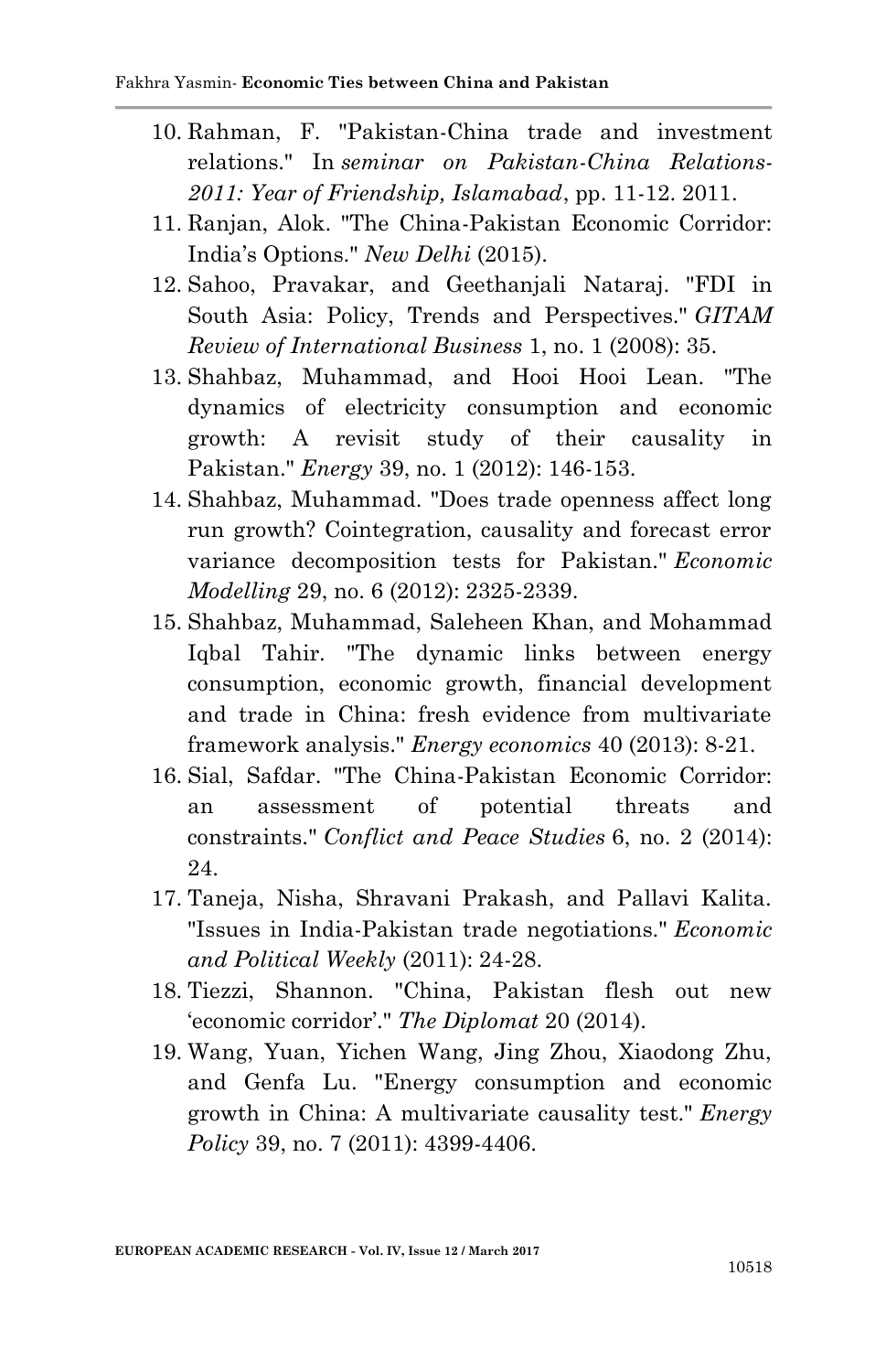10. Rahman, F. "Pakistan-China trade and investment relations." In *seminar on Pakistan-China Relations-2011: Year of Friendship, Islamabad*, pp. 11-12. 2011.
11. Ranjan, Alok. "The China-Pakistan Economic Corridor: India's Options." *New Delhi* (2015).
12. Sahoo, Pravakar, and Geethanjali Nataraj. "FDI in South Asia: Policy, Trends and Perspectives." *GITAM Review of International Business* 1, no. 1 (2008): 35.
13. Shahbaz, Muhammad, and Hooi Hooi Lean. "The dynamics of electricity consumption and economic growth: A revisit study of their causality in Pakistan." *Energy* 39, no. 1 (2012): 146-153.
14. Shahbaz, Muhammad. "Does trade openness affect long run growth? Cointegration, causality and forecast error variance decomposition tests for Pakistan." *Economic Modelling* 29, no. 6 (2012): 2325-2339.
15. Shahbaz, Muhammad, Saleheen Khan, and Mohammad Iqbal Tahir. "The dynamic links between energy consumption, economic growth, financial development and trade in China: fresh evidence from multivariate framework analysis." *Energy economics* 40 (2013): 8-21.
16. Sial, Safdar. "The China-Pakistan Economic Corridor: an assessment of potential threats and constraints." *Conflict and Peace Studies* 6, no. 2 (2014): 24.
17. Taneja, Nisha, Shravani Prakash, and Pallavi Kalita. "Issues in India-Pakistan trade negotiations." *Economic and Political Weekly* (2011): 24-28.
18. Tiezzi, Shannon. "China, Pakistan flesh out new 'economic corridor'." *The Diplomat* 20 (2014).
19. Wang, Yuan, Yichen Wang, Jing Zhou, Xiaodong Zhu, and Genfa Lu. "Energy consumption and economic growth in China: A multivariate causality test." *Energy Policy* 39, no. 7 (2011): 4399-4406.